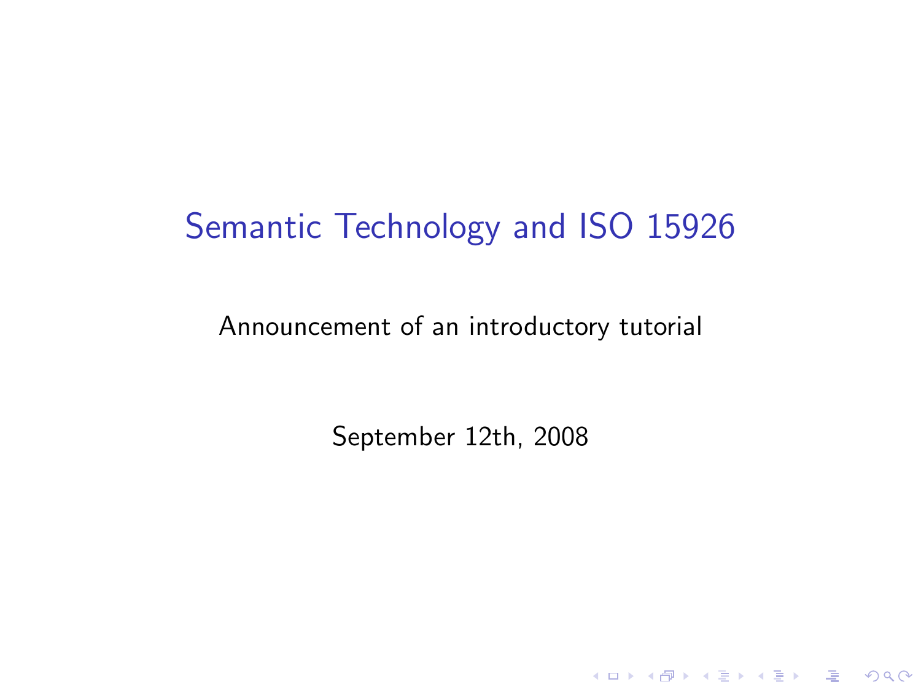# Semantic Technology and ISO 15926

Announcement of an introductory tutorial

September 12th, 2008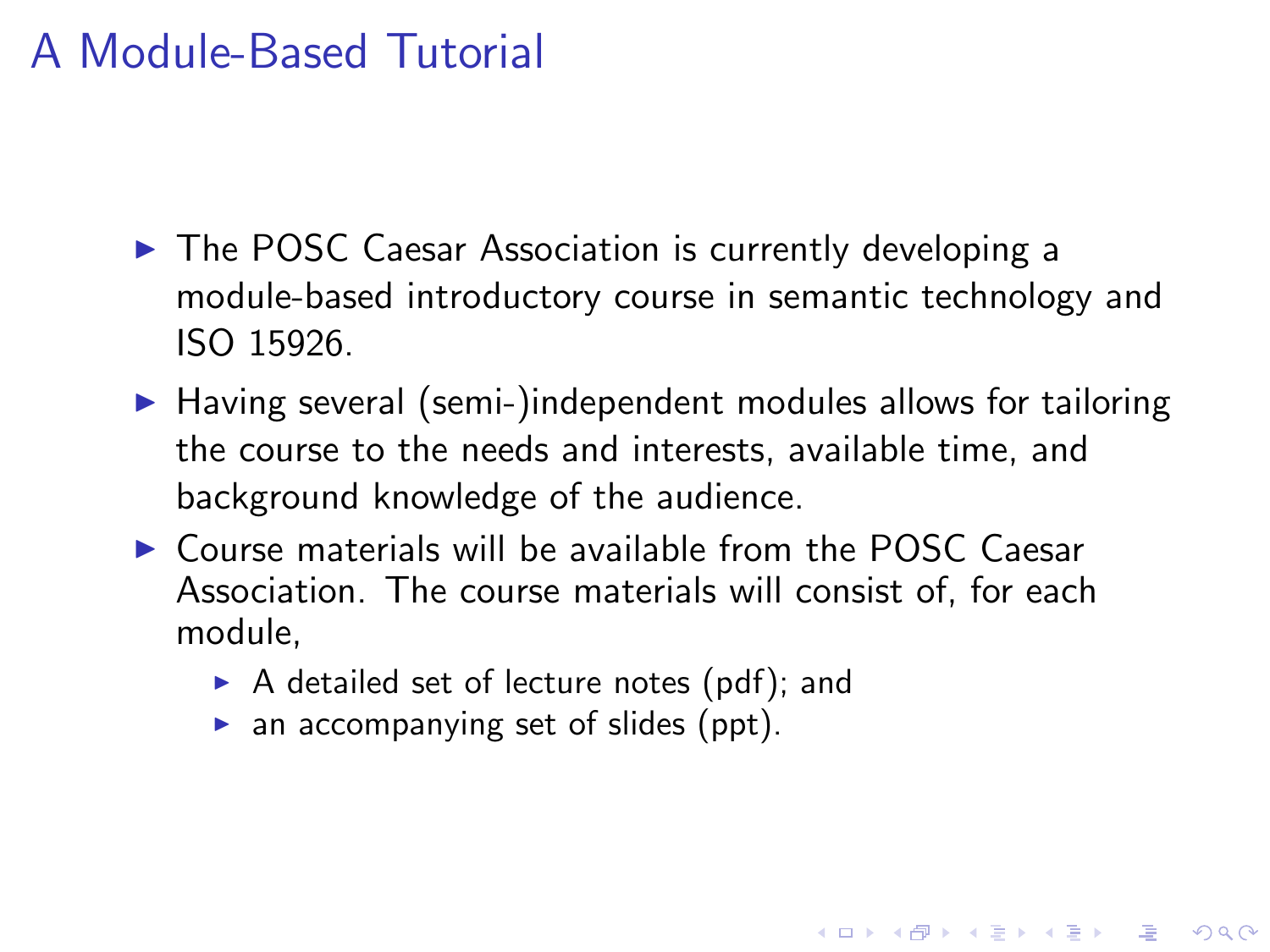# A Module-Based Tutorial

- The POSC Caesar Association is currently developing a module-based introductory course in semantic technology and ISO 15926.
- Having several (semi-)independent modules allows for tailoring the course to the needs and interests, available time, and background knowledge of the audience.
- Course materials will be available from the POSC Caesar Association. The course materials will consist of, for each module,
  - A detailed set of lecture notes (pdf); and
  - an accompanying set of slides (ppt).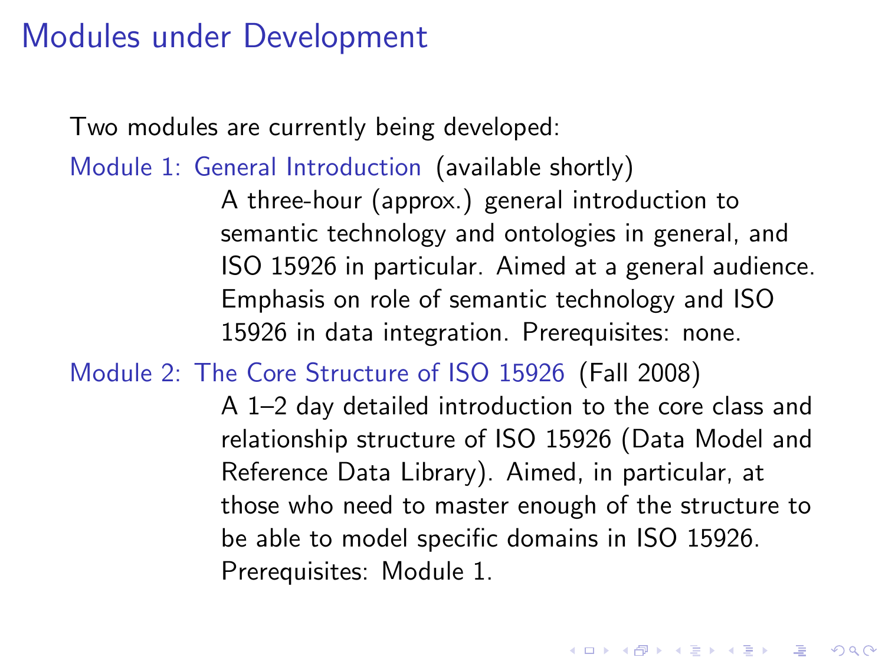# Modules under Development

Two modules are currently being developed:

**Module 1: General Introduction** (available shortly)
: A three-hour (approx.) general introduction to semantic technology and ontologies in general, and ISO 15926 in particular. Aimed at a general audience. Emphasis on role of semantic technology and ISO 15926 in data integration. Prerequisites: none.

**Module 2: The Core Structure of ISO 15926** (Fall 2008)
: A 1–2 day detailed introduction to the core class and relationship structure of ISO 15926 (Data Model and Reference Data Library). Aimed, in particular, at those who need to master enough of the structure to be able to model specific domains in ISO 15926. Prerequisites: Module 1.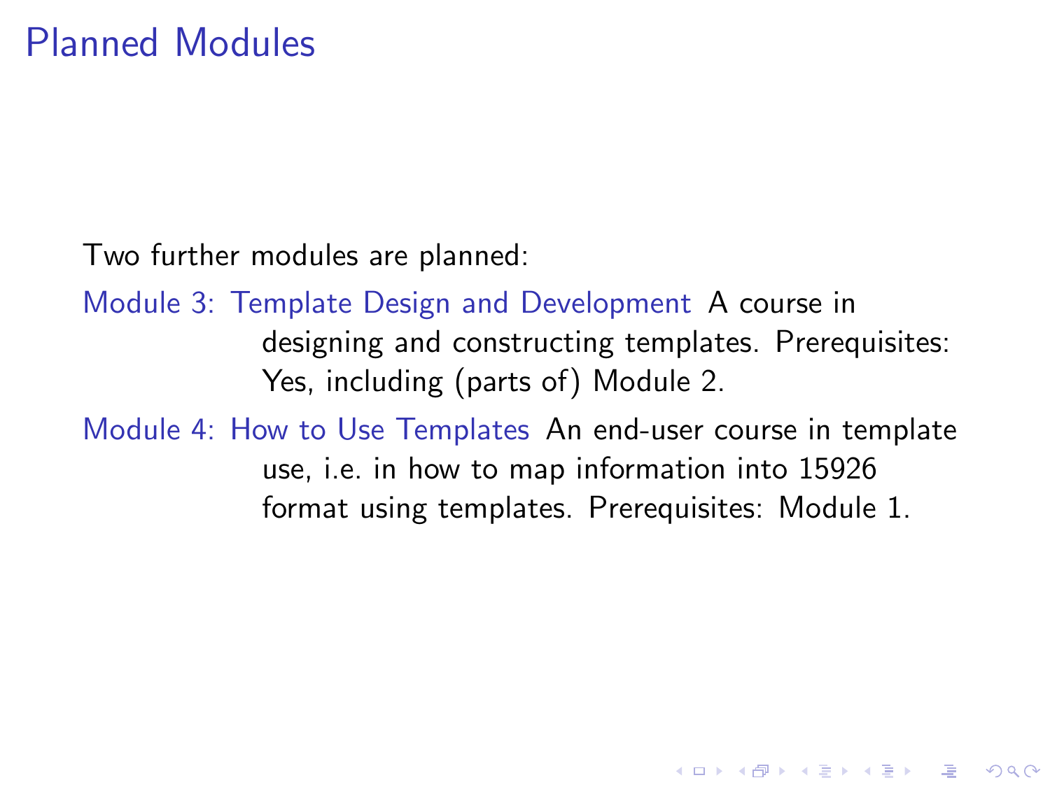# Planned Modules

Two further modules are planned:

Module 3: Template Design and Development
: A course in designing and constructing templates. Prerequisites: Yes, including (parts of) Module 2.

Module 4: How to Use Templates
: An end-user course in template use, i.e. in how to map information into 15926 format using templates. Prerequisites: Module 1.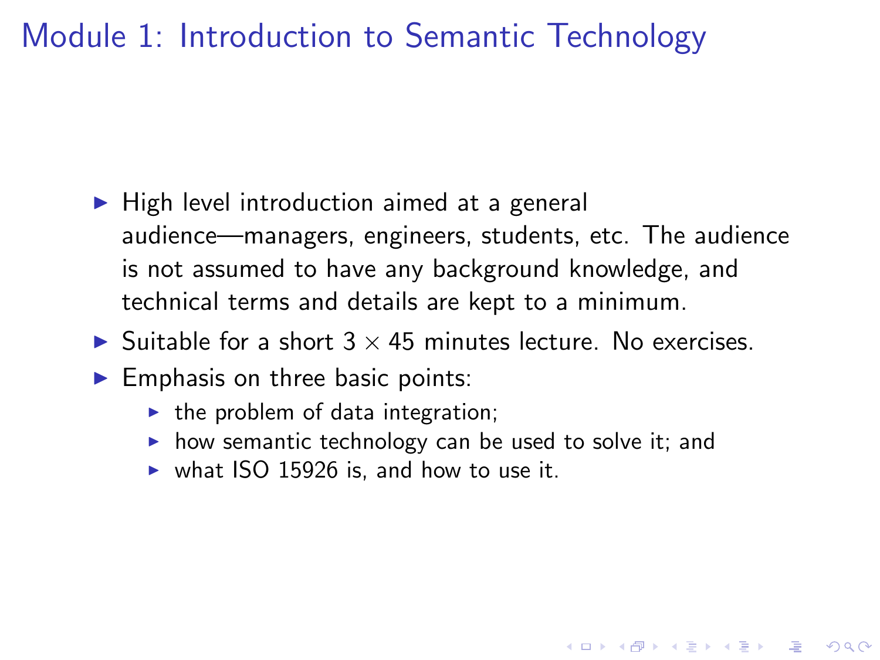# Module 1: Introduction to Semantic Technology

- High level introduction aimed at a general audience—managers, engineers, students, etc. The audience is not assumed to have any background knowledge, and technical terms and details are kept to a minimum.
- Suitable for a short $3 \times 45$ minutes lecture. No exercises.
- Emphasis on three basic points:
  - the problem of data integration;
  - how semantic technology can be used to solve it; and
  - what ISO 15926 is, and how to use it.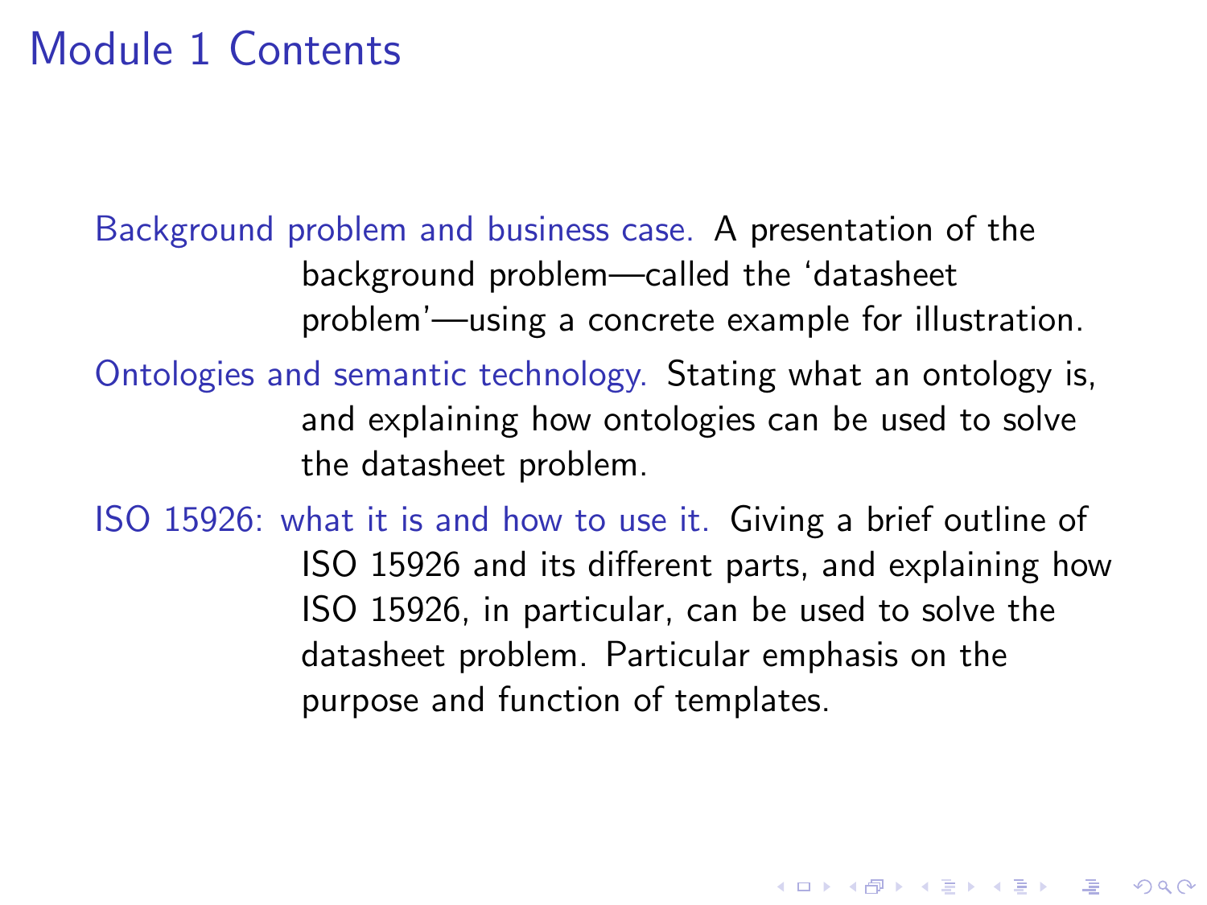# Module 1 Contents

**Background problem and business case.** A presentation of the background problem—called the ‘datasheet problem’—using a concrete example for illustration.

**Ontologies and semantic technology.** Stating what an ontology is, and explaining how ontologies can be used to solve the datasheet problem.

**ISO 15926: what it is and how to use it.** Giving a brief outline of ISO 15926 and its different parts, and explaining how ISO 15926, in particular, can be used to solve the datasheet problem. Particular emphasis on the purpose and function of templates.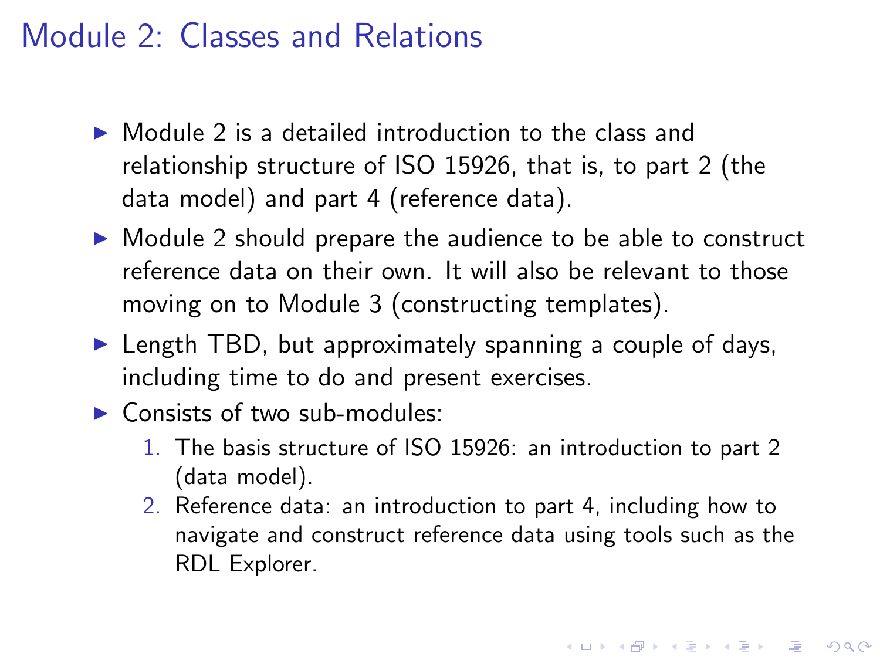# Module 2: Classes and Relations

- Module 2 is a detailed introduction to the class and relationship structure of ISO 15926, that is, to part 2 (the data model) and part 4 (reference data).
- Module 2 should prepare the audience to be able to construct reference data on their own. It will also be relevant to those moving on to Module 3 (constructing templates).
- Length TBD, but approximately spanning a couple of days, including time to do and present exercises.
- Consists of two sub-modules:
  1. The basis structure of ISO 15926: an introduction to part 2 (data model).
  2. Reference data: an introduction to part 4, including how to navigate and construct reference data using tools such as the RDL Explorer.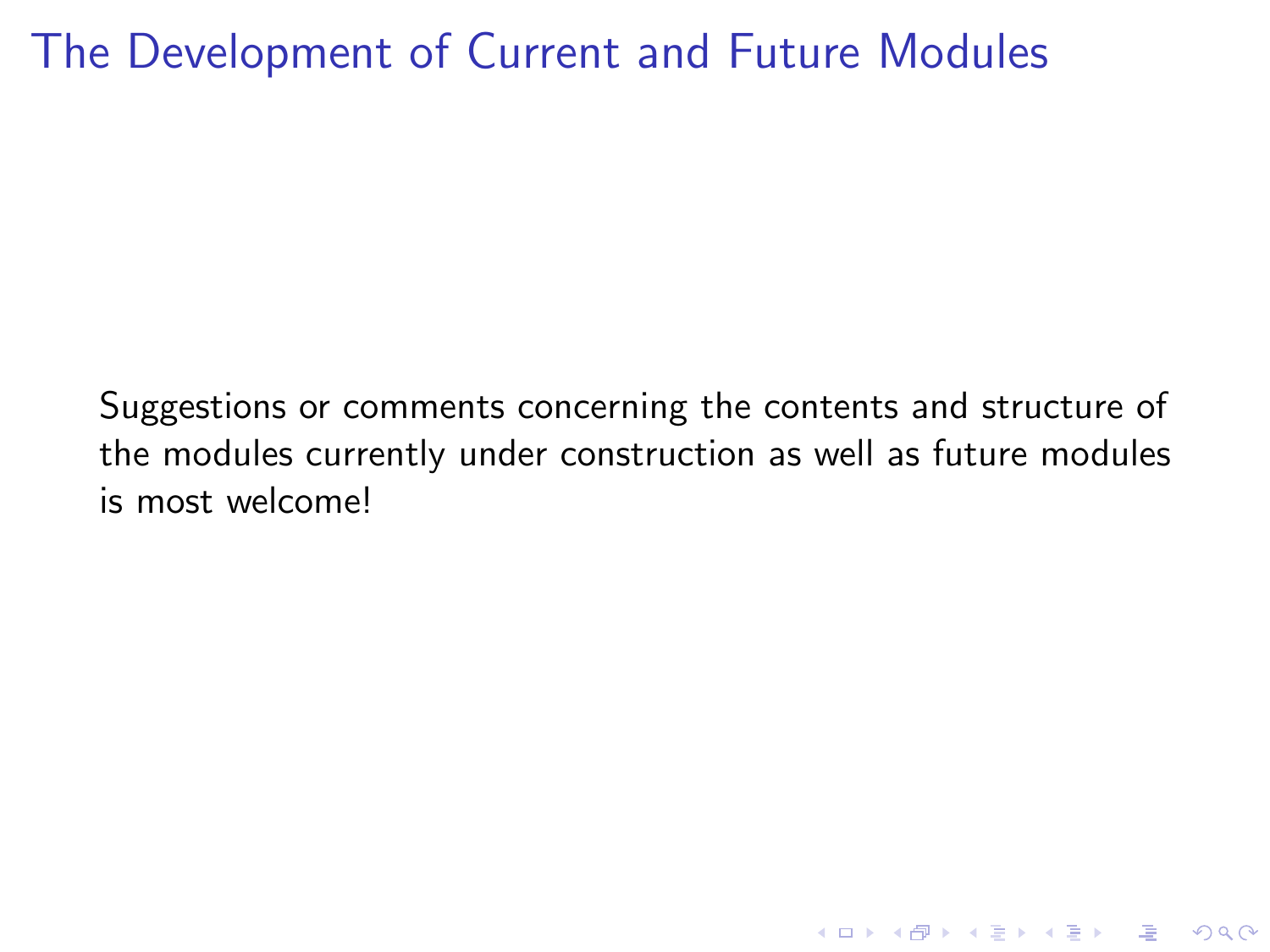# The Development of Current and Future Modules

Suggestions or comments concerning the contents and structure of the modules currently under construction as well as future modules is most welcome!